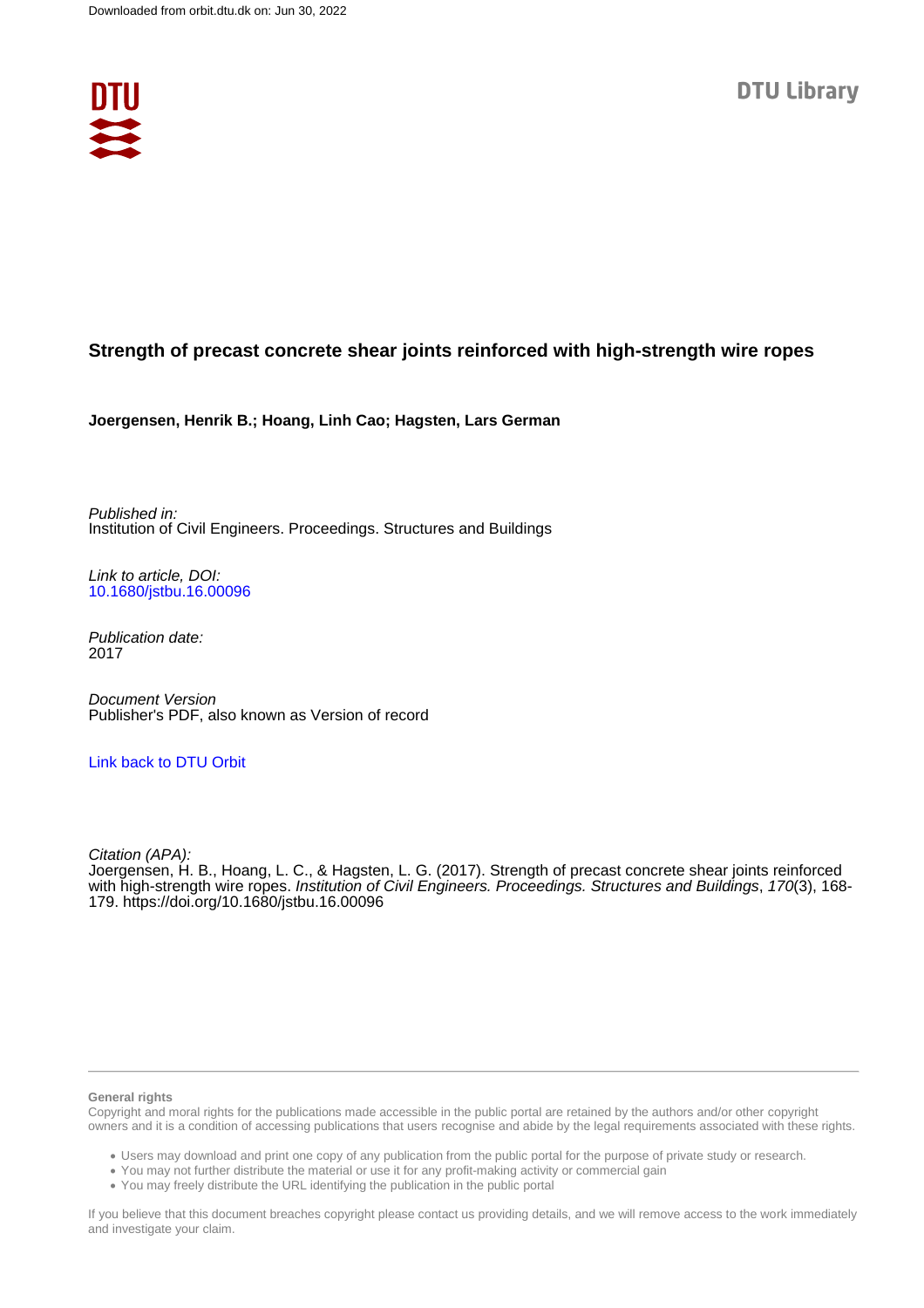Downloaded from orbit.dtu.dk on: Jun 30, 2022

DTU Library

# Strength of precast concrete shear joints reinforced with high-strength wire ropes

**Joergensen, Henrik B.; Hoang, Linh Cao; Hagsten, Lars German**

*Published in:*
Institution of Civil Engineers. Proceedings. Structures and Buildings

*Link to article, DOI:*
10.1680/jstbu.16.00096

*Publication date:*
2017

*Document Version*
Publisher's PDF, also known as Version of record

Link back to DTU Orbit

*Citation (APA):*
Joergensen, H. B., Hoang, L. C., & Hagsten, L. G. (2017). Strength of precast concrete shear joints reinforced with high-strength wire ropes. *Institution of Civil Engineers. Proceedings. Structures and Buildings*, *170*(3), 168-179. https://doi.org/10.1680/jstbu.16.00096

**General rights**

Copyright and moral rights for the publications made accessible in the public portal are retained by the authors and/or other copyright owners and it is a condition of accessing publications that users recognise and abide by the legal requirements associated with these rights.

- Users may download and print one copy of any publication from the public portal for the purpose of private study or research.
- You may not further distribute the material or use it for any profit-making activity or commercial gain
- You may freely distribute the URL identifying the publication in the public portal

If you believe that this document breaches copyright please contact us providing details, and we will remove access to the work immediately and investigate your claim.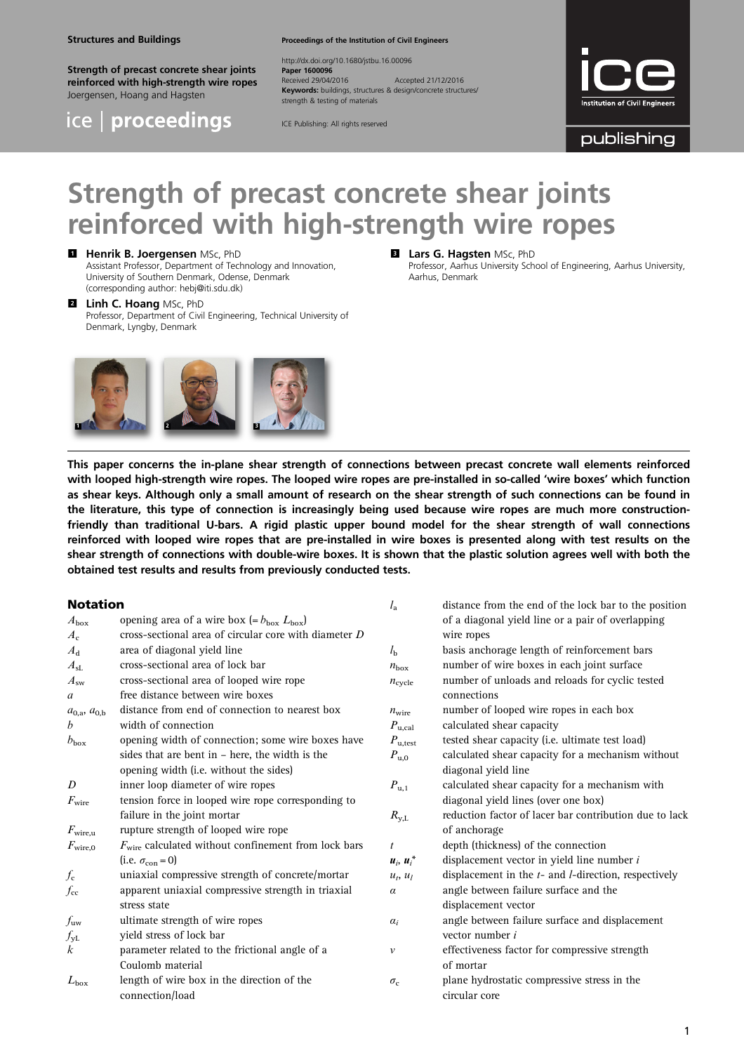# Strength of precast concrete shear joints reinforced with high-strength wire ropes

**1 Henrik B. Joergensen** MSc, PhD
Assistant Professor, Department of Technology and Innovation, University of Southern Denmark, Odense, Denmark (corresponding author: hebj@iti.sdu.dk)

**2 Linh C. Hoang** MSc, PhD
Professor, Department of Civil Engineering, Technical University of Denmark, Lyngby, Denmark

**3 Lars G. Hagsten** MSc, PhD
Professor, Aarhus University School of Engineering, Aarhus University, Aarhus, Denmark

**This paper concerns the in-plane shear strength of connections between precast concrete wall elements reinforced with looped high-strength wire ropes. The looped wire ropes are pre-installed in so-called 'wire boxes' which function as shear keys. Although only a small amount of research on the shear strength of such connections can be found in the literature, this type of connection is increasingly being used because wire ropes are much more construction-friendly than traditional U-bars. A rigid plastic upper bound model for the shear strength of wall connections reinforced with looped wire ropes that are pre-installed in wire boxes is presented along with test results on the shear strength of connections with double-wire boxes. It is shown that the plastic solution agrees well with both the obtained test results and results from previously conducted tests.**

## Notation

| | |
|---|---|
| $A_{\text{box}}$ | opening area of a wire box ($= b_{\text{box}}\, L_{\text{box}}$) |
| $A_{\text{c}}$ | cross-sectional area of circular core with diameter $D$ |
| $A_{\text{d}}$ | area of diagonal yield line |
| $A_{\text{sL}}$ | cross-sectional area of lock bar |
| $A_{\text{sw}}$ | cross-sectional area of looped wire rope |
| $a$ | free distance between wire boxes |
| $a_{0,\text{a}}$, $a_{0,\text{b}}$ | distance from end of connection to nearest box |
| $b$ | width of connection |
| $b_{\text{box}}$ | opening width of connection; some wire boxes have sides that are bent in – here, the width is the opening width (i.e. without the sides) |
| $D$ | inner loop diameter of wire ropes |
| $F_{\text{wire}}$ | tension force in looped wire rope corresponding to failure in the joint mortar |
| $F_{\text{wire,u}}$ | rupture strength of looped wire rope |
| $F_{\text{wire,0}}$ | $F_{\text{wire}}$ calculated without confinement from lock bars (i.e. $\sigma_{\text{con}} = 0$) |
| $f_{\text{c}}$ | uniaxial compressive strength of concrete/mortar |
| $f_{\text{cc}}$ | apparent uniaxial compressive strength in triaxial stress state |
| $f_{\text{uw}}$ | ultimate strength of wire ropes |
| $f_{\text{yL}}$ | yield stress of lock bar |
| $k$ | parameter related to the frictional angle of a Coulomb material |
| $L_{\text{box}}$ | length of wire box in the direction of the connection/load |
| $l_{\text{a}}$ | distance from the end of the lock bar to the position of a diagonal yield line or a pair of overlapping wire ropes |
| $l_{\text{b}}$ | basis anchorage length of reinforcement bars |
| $n_{\text{box}}$ | number of wire boxes in each joint surface |
| $n_{\text{cycle}}$ | number of unloads and reloads for cyclic tested connections |
| $n_{\text{wire}}$ | number of looped wire ropes in each box |
| $P_{\text{u,cal}}$ | calculated shear capacity |
| $P_{\text{u,test}}$ | tested shear capacity (i.e. ultimate test load) |
| $P_{\text{u,0}}$ | calculated shear capacity for a mechanism without diagonal yield line |
| $P_{\text{u,1}}$ | calculated shear capacity for a mechanism with diagonal yield lines (over one box) |
| $R_{\text{y,L}}$ | reduction factor of lacer bar contribution due to lack of anchorage |
| $t$ | depth (thickness) of the connection |
| $\boldsymbol{u}_i$, $\boldsymbol{u}_i^*$ | displacement vector in yield line number $i$ |
| $u_t$, $u_l$ | displacement in the $t$- and $l$-direction, respectively |
| $\alpha$ | angle between failure surface and the displacement vector |
| $\alpha_i$ | angle between failure surface and displacement vector number $i$ |
| $\nu$ | effectiveness factor for compressive strength of mortar |
| $\sigma_{\text{c}}$ | plane hydrostatic compressive stress in the circular core |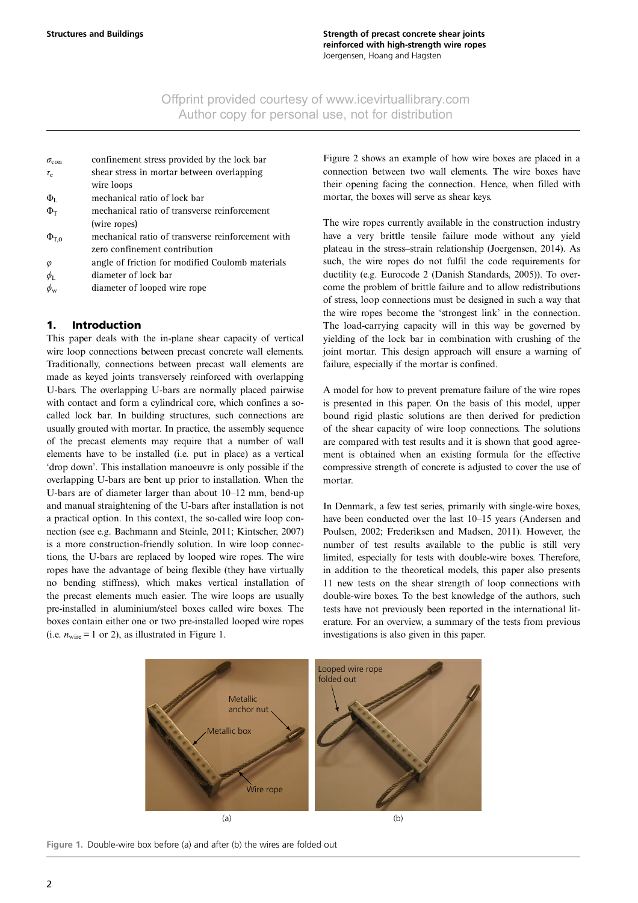Offprint provided courtesy of www.icevirtuallibrary.com
Author copy for personal use, not for distribution

| | |
|---|---|
| $\sigma_{con}$ | confinement stress provided by the lock bar |
| $\tau_c$ | shear stress in mortar between overlapping wire loops |
| $\Phi_L$ | mechanical ratio of lock bar |
| $\Phi_T$ | mechanical ratio of transverse reinforcement (wire ropes) |
| $\Phi_{T,0}$ | mechanical ratio of transverse reinforcement with zero confinement contribution |
| $\varphi$ | angle of friction for modified Coulomb materials |
| $\phi_L$ | diameter of lock bar |
| $\phi_w$ | diameter of looped wire rope |

## 1. Introduction

This paper deals with the in-plane shear capacity of vertical wire loop connections between precast concrete wall elements. Traditionally, connections between precast wall elements are made as keyed joints transversely reinforced with overlapping U-bars. The overlapping U-bars are normally placed pairwise with contact and form a cylindrical core, which confines a so-called lock bar. In building structures, such connections are usually grouted with mortar. In practice, the assembly sequence of the precast elements may require that a number of wall elements have to be installed (i.e. put in place) as a vertical 'drop down'. This installation manoeuvre is only possible if the overlapping U-bars are bent up prior to installation. When the U-bars are of diameter larger than about 10–12 mm, bend-up and manual straightening of the U-bars after installation is not a practical option. In this context, the so-called wire loop connection (see e.g. Bachmann and Steinle, 2011; Kintscher, 2007) is a more construction-friendly solution. In wire loop connections, the U-bars are replaced by looped wire ropes. The wire ropes have the advantage of being flexible (they have virtually no bending stiffness), which makes vertical installation of the precast elements much easier. The wire loops are usually pre-installed in aluminium/steel boxes called wire boxes. The boxes contain either one or two pre-installed looped wire ropes (i.e. $n_{wire} = 1$ or 2), as illustrated in Figure 1.

Figure 2 shows an example of how wire boxes are placed in a connection between two wall elements. The wire boxes have their opening facing the connection. Hence, when filled with mortar, the boxes will serve as shear keys.

The wire ropes currently available in the construction industry have a very brittle tensile failure mode without any yield plateau in the stress–strain relationship (Joergensen, 2014). As such, the wire ropes do not fulfil the code requirements for ductility (e.g. Eurocode 2 (Danish Standards, 2005)). To overcome the problem of brittle failure and to allow redistributions of stress, loop connections must be designed in such a way that the wire ropes become the 'strongest link' in the connection. The load-carrying capacity will in this way be governed by yielding of the lock bar in combination with crushing of the joint mortar. This design approach will ensure a warning of failure, especially if the mortar is confined.

A model for how to prevent premature failure of the wire ropes is presented in this paper. On the basis of this model, upper bound rigid plastic solutions are then derived for prediction of the shear capacity of wire loop connections. The solutions are compared with test results and it is shown that good agreement is obtained when an existing formula for the effective compressive strength of concrete is adjusted to cover the use of mortar.

In Denmark, a few test series, primarily with single-wire boxes, have been conducted over the last 10–15 years (Andersen and Poulsen, 2002; Frederiksen and Madsen, 2011). However, the number of test results available to the public is still very limited, especially for tests with double-wire boxes. Therefore, in addition to the theoretical models, this paper also presents 11 new tests on the shear strength of loop connections with double-wire boxes. To the best knowledge of the authors, such tests have not previously been reported in the international literature. For an overview, a summary of the tests from previous investigations is also given in this paper.

Figure 1. Double-wire box before (a) and after (b) the wires are folded out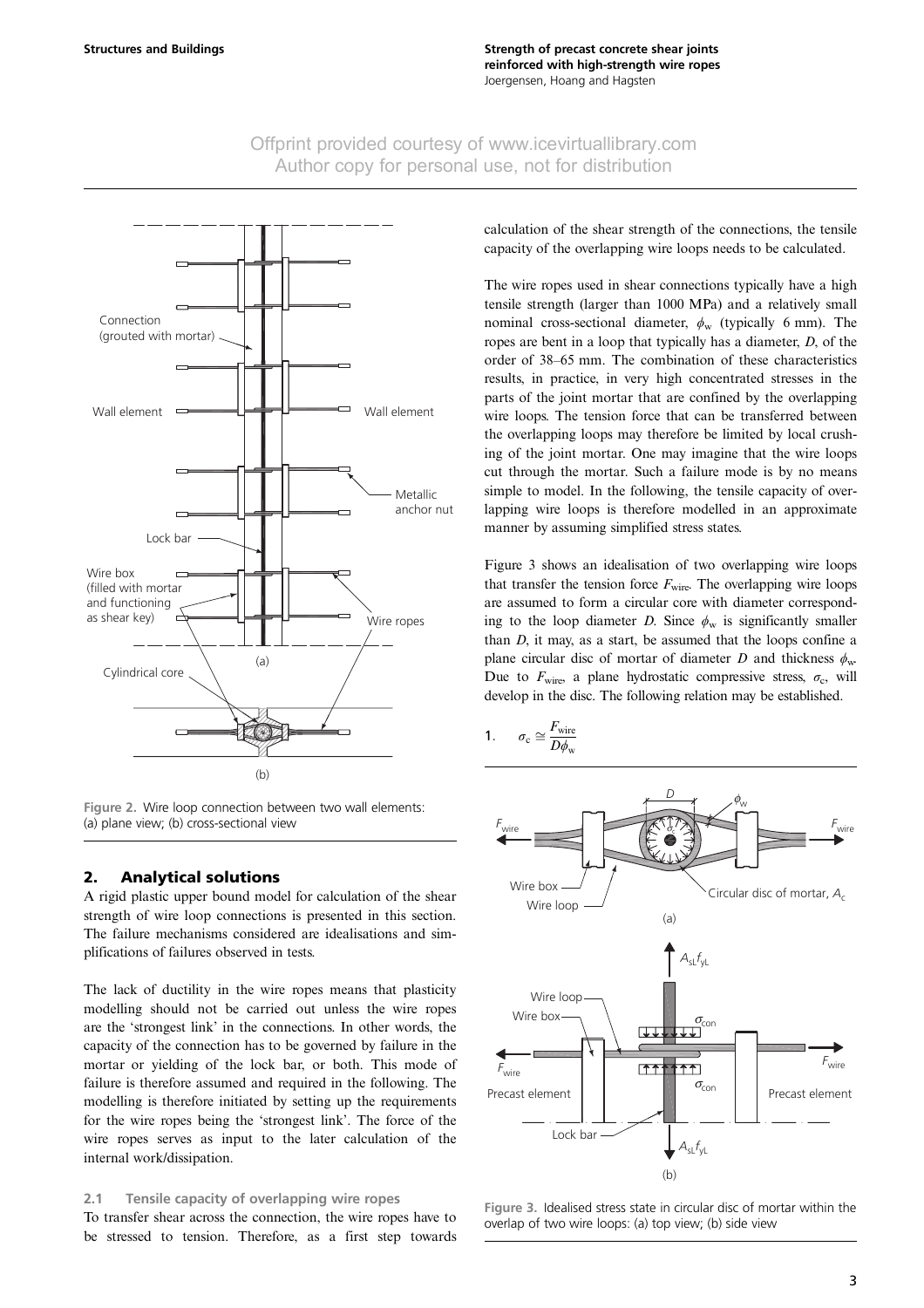Offprint provided courtesy of www.icevirtuallibrary.com
Author copy for personal use, not for distribution

Figure 2. Wire loop connection between two wall elements: (a) plane view; (b) cross-sectional view

## 2. Analytical solutions

A rigid plastic upper bound model for calculation of the shear strength of wire loop connections is presented in this section. The failure mechanisms considered are idealisations and simplifications of failures observed in tests.

The lack of ductility in the wire ropes means that plasticity modelling should not be carried out unless the wire ropes are the 'strongest link' in the connections. In other words, the capacity of the connection has to be governed by failure in the mortar or yielding of the lock bar, or both. This mode of failure is therefore assumed and required in the following. The modelling is therefore initiated by setting up the requirements for the wire ropes being the 'strongest link'. The force of the wire ropes serves as input to the later calculation of the internal work/dissipation.

### 2.1 Tensile capacity of overlapping wire ropes

To transfer shear across the connection, the wire ropes have to be stressed to tension. Therefore, as a first step towards calculation of the shear strength of the connections, the tensile capacity of the overlapping wire loops needs to be calculated.

The wire ropes used in shear connections typically have a high tensile strength (larger than 1000 MPa) and a relatively small nominal cross-sectional diameter, $\phi_w$ (typically 6 mm). The ropes are bent in a loop that typically has a diameter, $D$, of the order of 38–65 mm. The combination of these characteristics results, in practice, in very high concentrated stresses in the parts of the joint mortar that are confined by the overlapping wire loops. The tension force that can be transferred between the overlapping loops may therefore be limited by local crushing of the joint mortar. One may imagine that the wire loops cut through the mortar. Such a failure mode is by no means simple to model. In the following, the tensile capacity of overlapping wire loops is therefore modelled in an approximate manner by assuming simplified stress states.

Figure 3 shows an idealisation of two overlapping wire loops that transfer the tension force $F_{wire}$. The overlapping wire loops are assumed to form a circular core with diameter corresponding to the loop diameter $D$. Since $\phi_w$ is significantly smaller than $D$, it may, as a start, be assumed that the loops confine a plane circular disc of mortar of diameter $D$ and thickness $\phi_w$. Due to $F_{wire}$, a plane hydrostatic compressive stress, $\sigma_c$, will develop in the disc. The following relation may be established.

$$1. \quad \sigma_c \cong \frac{F_{wire}}{D\phi_w}$$

Figure 3. Idealised stress state in circular disc of mortar within the overlap of two wire loops: (a) top view; (b) side view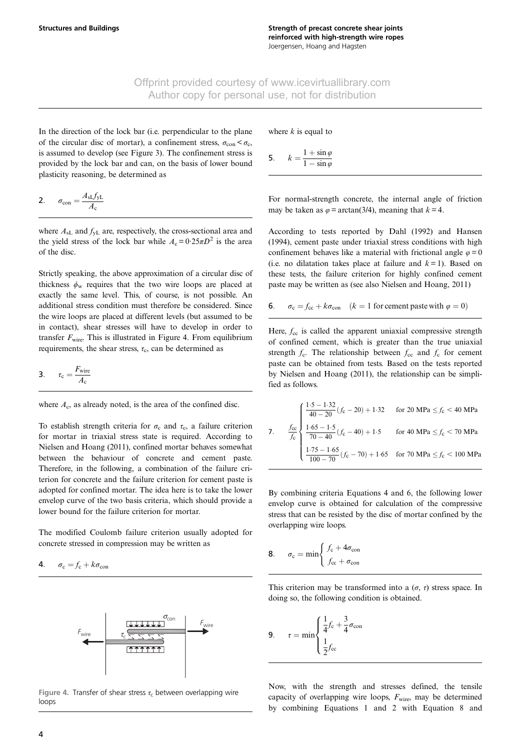In the direction of the lock bar (i.e. perpendicular to the plane of the circular disc of mortar), a confinement stress, $\sigma_{con} < \sigma_c$, is assumed to develop (see Figure 3). The confinement stress is provided by the lock bar and can, on the basis of lower bound plasticity reasoning, be determined as

$$\sigma_{con} = \frac{A_{sL} f_{yL}}{A_c} \quad (2)$$

where $A_{sL}$ and $f_{yL}$ are, respectively, the cross-sectional area and the yield stress of the lock bar while $A_c = 0{\cdot}25\pi D^2$ is the area of the disc.

Strictly speaking, the above approximation of a circular disc of thickness $\phi_w$ requires that the two wire loops are placed at exactly the same level. This, of course, is not possible. An additional stress condition must therefore be considered. Since the wire loops are placed at different levels (but assumed to be in contact), shear stresses will have to develop in order to transfer $F_{wire}$. This is illustrated in Figure 4. From equilibrium requirements, the shear stress, $\tau_c$, can be determined as

$$\tau_c = \frac{F_{wire}}{A_c} \quad (3)$$

where $A_c$, as already noted, is the area of the confined disc.

To establish strength criteria for $\sigma_c$ and $\tau_c$, a failure criterion for mortar in triaxial stress state is required. According to Nielsen and Hoang (2011), confined mortar behaves somewhat between the behaviour of concrete and cement paste. Therefore, in the following, a combination of the failure criterion for concrete and the failure criterion for cement paste is adopted for confined mortar. The idea here is to take the lower envelop curve of the two basis criteria, which should provide a lower bound for the failure criterion for mortar.

The modified Coulomb failure criterion usually adopted for concrete stressed in compression may be written as

$$\sigma_c = f_c + k\sigma_{con} \quad (4)$$

Figure 4. Transfer of shear stress $\tau_c$ between overlapping wire loops

where $k$ is equal to

$$k = \frac{1 + \sin\varphi}{1 - \sin\varphi} \quad (5)$$

For normal-strength concrete, the internal angle of friction may be taken as $\varphi = \arctan(3/4)$, meaning that $k = 4$.

According to tests reported by Dahl (1992) and Hansen (1994), cement paste under triaxial stress conditions with high confinement behaves like a material with frictional angle $\varphi = 0$ (i.e. no dilatation takes place at failure and $k = 1$). Based on these tests, the failure criterion for highly confined cement paste may be written as (see also Nielsen and Hoang, 2011)

$$\sigma_c = f_{cc} + k\sigma_{con} \quad (k = 1 \text{ for cement paste with } \varphi = 0) \quad (6)$$

Here, $f_{cc}$ is called the apparent uniaxial compressive strength of confined cement, which is greater than the true uniaxial strength $f_c$. The relationship between $f_{cc}$ and $f_c$ for cement paste can be obtained from tests. Based on the tests reported by Nielsen and Hoang (2011), the relationship can be simplified as follows.

$$\frac{f_{cc}}{f_c} = \begin{cases} \dfrac{1{\cdot}5 - 1{\cdot}32}{40 - 20}(f_c - 20) + 1{\cdot}32 & \text{for } 20 \text{ MPa} \le f_c < 40 \text{ MPa} \\ \dfrac{1{\cdot}65 - 1{\cdot}5}{70 - 40}(f_c - 40) + 1{\cdot}5 & \text{for } 40 \text{ MPa} \le f_c < 70 \text{ MPa} \\ \dfrac{1{\cdot}75 - 1{\cdot}65}{100 - 70}(f_c - 70) + 1{\cdot}65 & \text{for } 70 \text{ MPa} \le f_c < 100 \text{ MPa} \end{cases} \quad (7)$$

By combining criteria Equations 4 and 6, the following lower envelop curve is obtained for calculation of the compressive stress that can be resisted by the disc of mortar confined by the overlapping wire loops.

$$\sigma_c = \min\begin{cases} f_c + 4\sigma_{con} \\ f_{cc} + \sigma_{con} \end{cases} \quad (8)$$

This criterion may be transformed into a $(\sigma, \tau)$ stress space. In doing so, the following condition is obtained.

$$\tau = \min\begin{cases} \dfrac{1}{4}f_c + \dfrac{3}{4}\sigma_{con} \\ \dfrac{1}{2}f_{cc} \end{cases} \quad (9)$$

Now, with the strength and stresses defined, the tensile capacity of overlapping wire loops, $F_{wire}$, may be determined by combining Equations 1 and 2 with Equation 8 and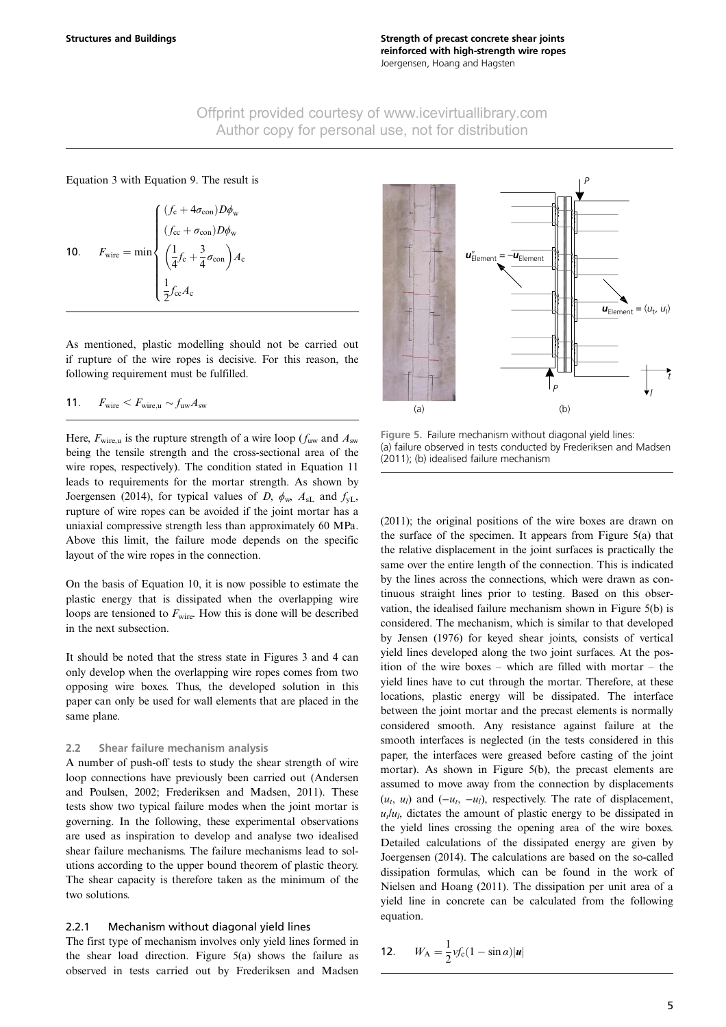Equation 3 with Equation 9. The result is

$$F_{\text{wire}} = \min \begin{cases} (f_c + 4\sigma_{\text{con}})D\phi_w \\ (f_{cc} + \sigma_{\text{con}})D\phi_w \\ \left(\frac{1}{4}f_c + \frac{3}{4}\sigma_{\text{con}}\right)A_c \\ \frac{1}{2}f_{cc}A_c \end{cases} \tag{10}$$

As mentioned, plastic modelling should not be carried out if rupture of the wire ropes is decisive. For this reason, the following requirement must be fulfilled.

$$F_{\text{wire}} < F_{\text{wire,u}} \sim f_{uw}A_{sw} \tag{11}$$

Here, $F_{\text{wire,u}}$ is the rupture strength of a wire loop ($f_{uw}$ and $A_{sw}$ being the tensile strength and the cross-sectional area of the wire ropes, respectively). The condition stated in Equation 11 leads to requirements for the mortar strength. As shown by Joergensen (2014), for typical values of $D$, $\phi_w$, $A_{sL}$ and $f_{yL}$, rupture of wire ropes can be avoided if the joint mortar has a uniaxial compressive strength less than approximately 60 MPa. Above this limit, the failure mode depends on the specific layout of the wire ropes in the connection.

On the basis of Equation 10, it is now possible to estimate the plastic energy that is dissipated when the overlapping wire loops are tensioned to $F_{\text{wire}}$. How this is done will be described in the next subsection.

It should be noted that the stress state in Figures 3 and 4 can only develop when the overlapping wire ropes comes from two opposing wire boxes. Thus, the developed solution in this paper can only be used for wall elements that are placed in the same plane.

### 2.2 Shear failure mechanism analysis

A number of push-off tests to study the shear strength of wire loop connections have previously been carried out (Andersen and Poulsen, 2002; Frederiksen and Madsen, 2011). These tests show two typical failure modes when the joint mortar is governing. In the following, these experimental observations are used as inspiration to develop and analyse two idealised shear failure mechanisms. The failure mechanisms lead to solutions according to the upper bound theorem of plastic theory. The shear capacity is therefore taken as the minimum of the two solutions.

#### 2.2.1 Mechanism without diagonal yield lines

The first type of mechanism involves only yield lines formed in the shear load direction. Figure 5(a) shows the failure as observed in tests carried out by Frederiksen and Madsen (2011); the original positions of the wire boxes are drawn on the surface of the specimen. It appears from Figure 5(a) that the relative displacement in the joint surfaces is practically the same over the entire length of the connection. This is indicated by the lines across the connections, which were drawn as continuous straight lines prior to testing. Based on this observation, the idealised failure mechanism shown in Figure 5(b) is considered. The mechanism, which is similar to that developed by Jensen (1976) for keyed shear joints, consists of vertical yield lines developed along the two joint surfaces. At the position of the wire boxes – which are filled with mortar – the yield lines have to cut through the mortar. Therefore, at these locations, plastic energy will be dissipated. The interface between the joint mortar and the precast elements is normally considered smooth. Any resistance against failure at the smooth interfaces is neglected (in the tests considered in this paper, the interfaces were greased before casting of the joint mortar). As shown in Figure 5(b), the precast elements are assumed to move away from the connection by displacements $(u_t, u_l)$ and $(-u_t, -u_l)$, respectively. The rate of displacement, $u_t/u_l$, dictates the amount of plastic energy to be dissipated in the yield lines crossing the opening area of the wire boxes. Detailed calculations of the dissipated energy are given by Joergensen (2014). The calculations are based on the so-called dissipation formulas, which can be found in the work of Nielsen and Hoang (2011). The dissipation per unit area of a yield line in concrete can be calculated from the following equation.

$$W_A = \frac{1}{2}\nu f_c(1 - \sin\alpha)|\boldsymbol{u}| \tag{12}$$

Figure 5. Failure mechanism without diagonal yield lines: (a) failure observed in tests conducted by Frederiksen and Madsen (2011); (b) idealised failure mechanism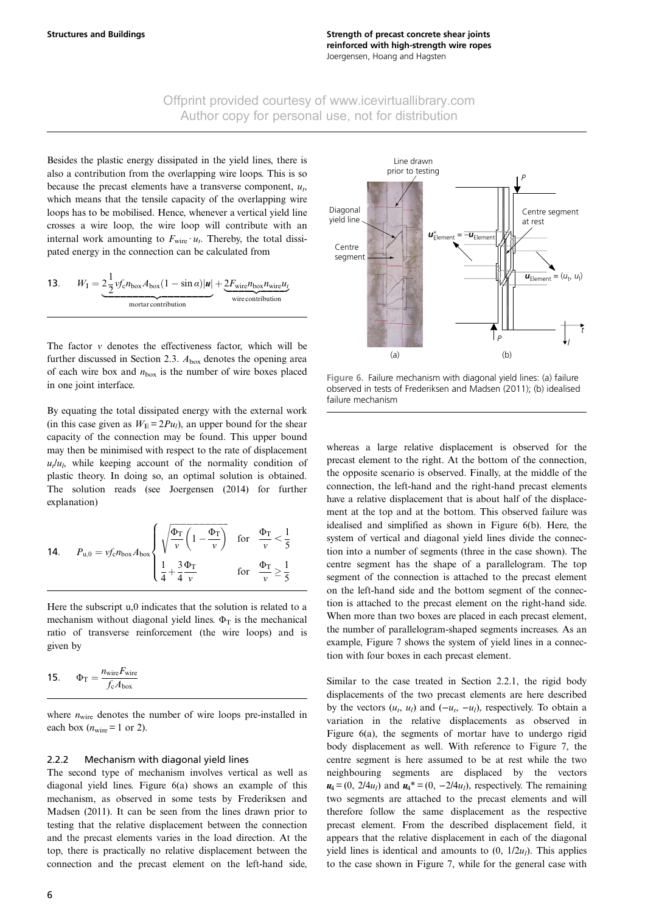Besides the plastic energy dissipated in the yield lines, there is also a contribution from the overlapping wire loops. This is so because the precast elements have a transverse component, $u_t$, which means that the tensile capacity of the overlapping wire loops has to be mobilised. Hence, whenever a vertical yield line crosses a wire loop, the wire loop will contribute with an internal work amounting to $F_{\text{wire}} \cdot u_t$. Thereby, the total dissipated energy in the connection can be calculated from

$$\text{13.} \quad W_{\text{I}} = \underbrace{2\frac{1}{2}\nu f_{\text{c}} n_{\text{box}} A_{\text{box}}(1 - \sin\alpha)|\boldsymbol{u}|}_{\text{mortar contribution}} + \underbrace{2F_{\text{wire}} n_{\text{box}} n_{\text{wire}} u_t}_{\text{wire contribution}}$$

The factor $\nu$ denotes the effectiveness factor, which will be further discussed in Section 2.3. $A_{\text{box}}$ denotes the opening area of each wire box and $n_{\text{box}}$ is the number of wire boxes placed in one joint interface.

By equating the total dissipated energy with the external work (in this case given as $W_{\text{E}} = 2Pu_l$), an upper bound for the shear capacity of the connection may be found. This upper bound may then be minimised with respect to the rate of displacement $u_t/u_l$, while keeping account of the normality condition of plastic theory. In doing so, an optimal solution is obtained. The solution reads (see Joergensen (2014) for further explanation)

$$\text{14.} \quad P_{\text{u},0} = \nu f_{\text{c}} n_{\text{box}} A_{\text{box}} \begin{cases} \sqrt{\dfrac{\Phi_{\text{T}}}{\nu}\left(1 - \dfrac{\Phi_{\text{T}}}{\nu}\right)} & \text{for} \quad \dfrac{\Phi_{\text{T}}}{\nu} < \dfrac{1}{5} \\[2ex] \dfrac{1}{4} + \dfrac{3}{4}\dfrac{\Phi_{\text{T}}}{\nu} & \text{for} \quad \dfrac{\Phi_{\text{T}}}{\nu} \geq \dfrac{1}{5} \end{cases}$$

Here the subscript u,0 indicates that the solution is related to a mechanism without diagonal yield lines. $\Phi_{\text{T}}$ is the mechanical ratio of transverse reinforcement (the wire loops) and is given by

$$\text{15.} \quad \Phi_{\text{T}} = \frac{n_{\text{wire}} F_{\text{wire}}}{f_{\text{c}} A_{\text{box}}}$$

where $n_{\text{wire}}$ denotes the number of wire loops pre-installed in each box ($n_{\text{wire}} = 1$ or 2).

### 2.2.2 Mechanism with diagonal yield lines

The second type of mechanism involves vertical as well as diagonal yield lines. Figure 6(a) shows an example of this mechanism, as observed in some tests by Frederiksen and Madsen (2011). It can be seen from the lines drawn prior to testing that the relative displacement between the connection and the precast elements varies in the load direction. At the top, there is practically no relative displacement between the connection and the precast element on the left-hand side, whereas a large relative displacement is observed for the precast element to the right. At the bottom of the connection, the opposite scenario is observed. Finally, at the middle of the connection, the left-hand and the right-hand precast elements have a relative displacement that is about half of the displacement at the top and at the bottom. This observed failure was idealised and simplified as shown in Figure 6(b). Here, the system of vertical and diagonal yield lines divide the connection into a number of segments (three in the case shown). The centre segment has the shape of a parallelogram. The top segment of the connection is attached to the precast element on the left-hand side and the bottom segment of the connection is attached to the precast element on the right-hand side. When more than two boxes are placed in each precast element, the number of parallelogram-shaped segments increases. As an example, Figure 7 shows the system of yield lines in a connection with four boxes in each precast element.

Figure 6. Failure mechanism with diagonal yield lines: (a) failure observed in tests of Frederiksen and Madsen (2011); (b) idealised failure mechanism

Similar to the case treated in Section 2.2.1, the rigid body displacements of the two precast elements are here described by the vectors $(u_t, u_l)$ and $(-u_t, -u_l)$, respectively. To obtain a variation in the relative displacements as observed in Figure 6(a), the segments of mortar have to undergo rigid body displacement as well. With reference to Figure 7, the centre segment is here assumed to be at rest while the two neighbouring segments are displaced by the vectors $\boldsymbol{u}_1 = (0, 2/4u_l)$ and $\boldsymbol{u}_1{}^* = (0, -2/4u_l)$, respectively. The remaining two segments are attached to the precast elements and will therefore follow the same displacement as the respective precast element. From the described displacement field, it appears that the relative displacement in each of the diagonal yield lines is identical and amounts to $(0, 1/2u_l)$. This applies to the case shown in Figure 7, while for the general case with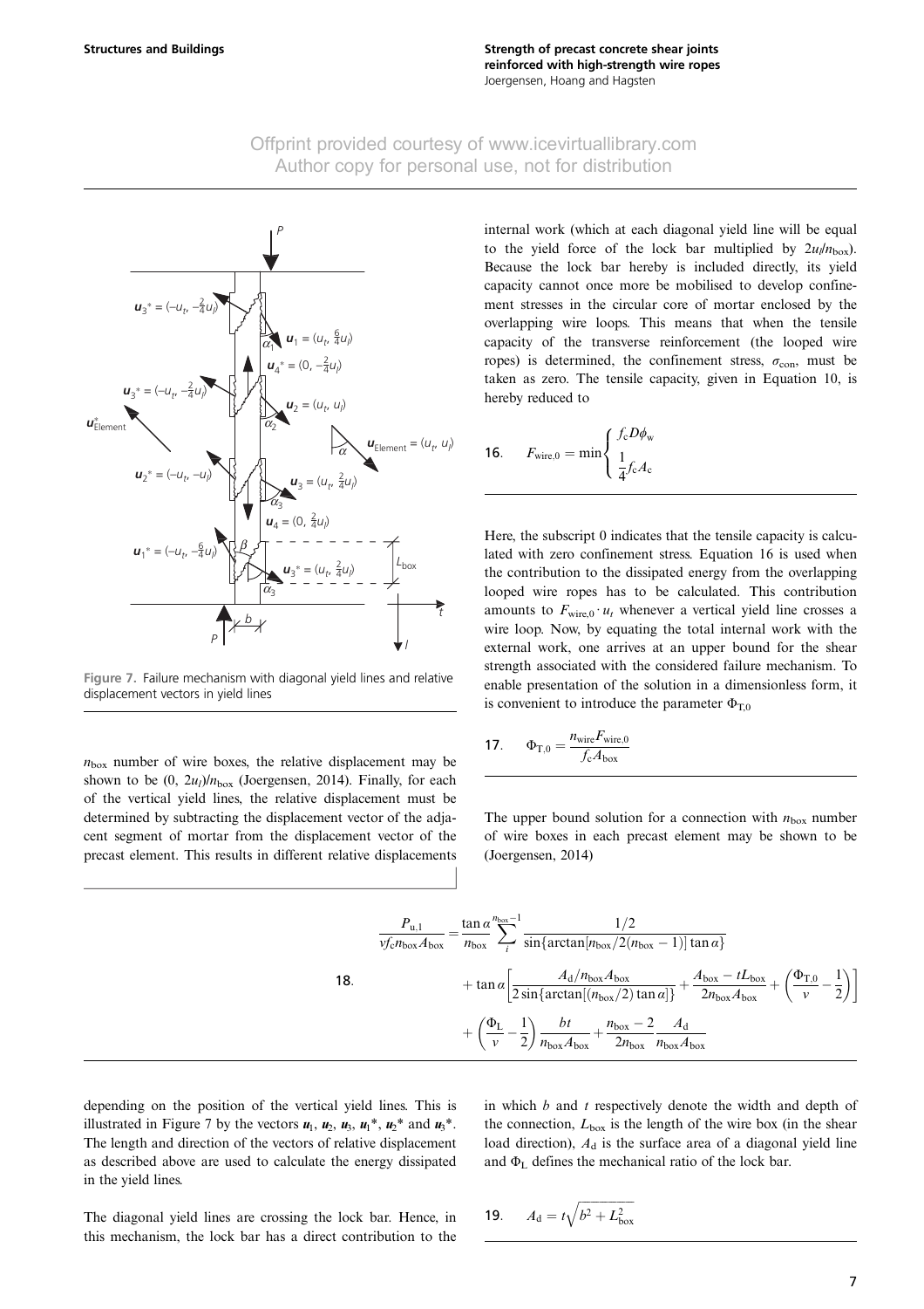Offprint provided courtesy of www.icevirtuallibrary.com
Author copy for personal use, not for distribution

Figure 7. Failure mechanism with diagonal yield lines and relative displacement vectors in yield lines

$n_{\text{box}}$ number of wire boxes, the relative displacement may be shown to be $(0,\ 2u_l)/n_{\text{box}}$ (Joergensen, 2014). Finally, for each of the vertical yield lines, the relative displacement must be determined by subtracting the displacement vector of the adjacent segment of mortar from the displacement vector of the precast element. This results in different relative displacements depending on the position of the vertical yield lines. This is illustrated in Figure 7 by the vectors $\boldsymbol{u}_1$, $\boldsymbol{u}_2$, $\boldsymbol{u}_3$, $\boldsymbol{u}_1{}^*$, $\boldsymbol{u}_2{}^*$ and $\boldsymbol{u}_3{}^*$. The length and direction of the vectors of relative displacement as described above are used to calculate the energy dissipated in the yield lines.

The diagonal yield lines are crossing the lock bar. Hence, in this mechanism, the lock bar has a direct contribution to the internal work (which at each diagonal yield line will be equal to the yield force of the lock bar multiplied by $2u_l/n_{\text{box}}$). Because the lock bar hereby is included directly, its yield capacity cannot once more be mobilised to develop confinement stresses in the circular core of mortar enclosed by the overlapping wire loops. This means that when the tensile capacity of the transverse reinforcement (the looped wire ropes) is determined, the confinement stress, $\sigma_{\text{con}}$, must be taken as zero. The tensile capacity, given in Equation 10, is hereby reduced to

$$F_{\text{wire},0} = \min\begin{cases} f_c D\phi_w \\ \frac{1}{4} f_c A_c \end{cases} \tag{16}$$

Here, the subscript 0 indicates that the tensile capacity is calculated with zero confinement stress. Equation 16 is used when the contribution to the dissipated energy from the overlapping looped wire ropes has to be calculated. This contribution amounts to $F_{\text{wire},0} \cdot u_t$ whenever a vertical yield line crosses a wire loop. Now, by equating the total internal work with the external work, one arrives at an upper bound for the shear strength associated with the considered failure mechanism. To enable presentation of the solution in a dimensionless form, it is convenient to introduce the parameter $\Phi_{\text{T},0}$

$$\Phi_{\text{T},0} = \frac{n_{\text{wire}} F_{\text{wire},0}}{f_c A_{\text{box}}} \tag{17}$$

The upper bound solution for a connection with $n_{\text{box}}$ number of wire boxes in each precast element may be shown to be (Joergensen, 2014)

$$\begin{aligned} \frac{P_{\text{u},1}}{\nu f_c n_{\text{box}} A_{\text{box}}} &= \frac{\tan\alpha}{n_{\text{box}}} \sum_{i}^{n_{\text{box}}-1} \frac{1/2}{\sin\{\arctan[n_{\text{box}}/2(n_{\text{box}}-1)]\tan\alpha\}} \\ &\quad + \tan\alpha\left[\frac{A_d/n_{\text{box}}A_{\text{box}}}{2\sin\{\arctan[(n_{\text{box}}/2)\tan\alpha]\}} + \frac{A_{\text{box}} - tL_{\text{box}}}{2n_{\text{box}}A_{\text{box}}} + \left(\frac{\Phi_{\text{T},0}}{\nu} - \frac{1}{2}\right)\right] \\ &\quad + \left(\frac{\Phi_{\text{L}}}{\nu} - \frac{1}{2}\right)\frac{bt}{n_{\text{box}}A_{\text{box}}} + \frac{n_{\text{box}}-2}{2n_{\text{box}}}\frac{A_d}{n_{\text{box}}A_{\text{box}}} \end{aligned} \tag{18}$$

in which $b$ and $t$ respectively denote the width and depth of the connection, $L_{\text{box}}$ is the length of the wire box (in the shear load direction), $A_d$ is the surface area of a diagonal yield line and $\Phi_{\text{L}}$ defines the mechanical ratio of the lock bar.

$$A_d = t\sqrt{b^2 + L_{\text{box}}^2} \tag{19}$$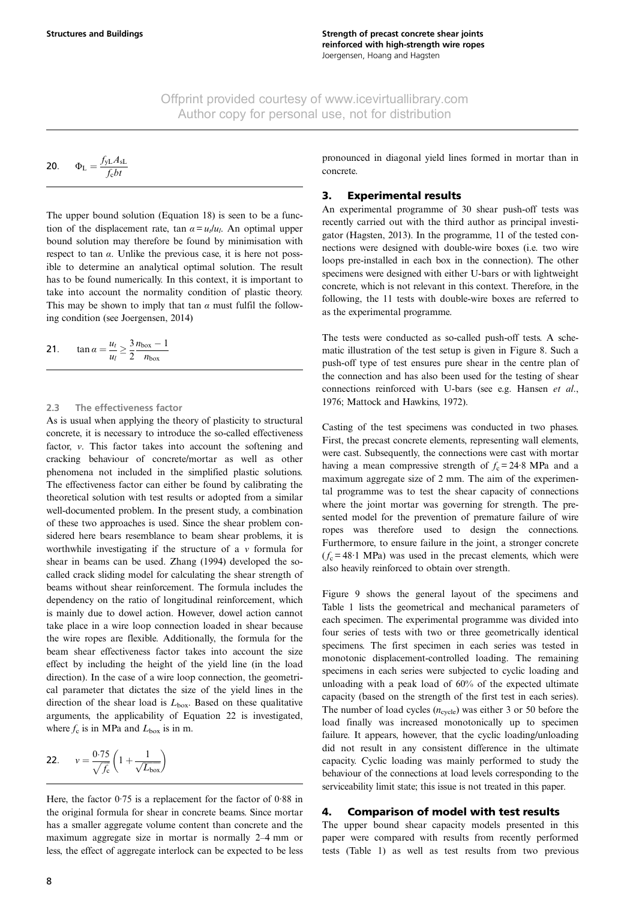$$\Phi_{\mathrm{L}} = \frac{f_{\mathrm{yL}} A_{\mathrm{sL}}}{f_{\mathrm{c}} bt} \quad (20)$$

The upper bound solution (Equation 18) is seen to be a function of the displacement rate, $\tan \alpha = u_t/u_l$. An optimal upper bound solution may therefore be found by minimisation with respect to $\tan \alpha$. Unlike the previous case, it is here not possible to determine an analytical optimal solution. The result has to be found numerically. In this context, it is important to take into account the normality condition of plastic theory. This may be shown to imply that $\tan \alpha$ must fulfil the following condition (see Joergensen, 2014)

$$\tan \alpha = \frac{u_t}{u_l} \geq \frac{3}{2} \frac{n_{\mathrm{box}} - 1}{n_{\mathrm{box}}} \quad (21)$$

### 2.3 The effectiveness factor

As is usual when applying the theory of plasticity to structural concrete, it is necessary to introduce the so-called effectiveness factor, $v$. This factor takes into account the softening and cracking behaviour of concrete/mortar as well as other phenomena not included in the simplified plastic solutions. The effectiveness factor can either be found by calibrating the theoretical solution with test results or adopted from a similar well-documented problem. In the present study, a combination of these two approaches is used. Since the shear problem considered here bears resemblance to beam shear problems, it is worthwhile investigating if the structure of a $v$ formula for shear in beams can be used. Zhang (1994) developed the so-called crack sliding model for calculating the shear strength of beams without shear reinforcement. The formula includes the dependency on the ratio of longitudinal reinforcement, which is mainly due to dowel action. However, dowel action cannot take place in a wire loop connection loaded in shear because the wire ropes are flexible. Additionally, the formula for the beam shear effectiveness factor takes into account the size effect by including the height of the yield line (in the load direction). In the case of a wire loop connection, the geometrical parameter that dictates the size of the yield lines in the direction of the shear load is $L_{\mathrm{box}}$. Based on these qualitative arguments, the applicability of Equation 22 is investigated, where $f_{\mathrm{c}}$ is in MPa and $L_{\mathrm{box}}$ is in m.

$$v = \frac{0{\cdot}75}{\sqrt{f_{\mathrm{c}}}} \left(1 + \frac{1}{\sqrt{L_{\mathrm{box}}}}\right) \quad (22)$$

Here, the factor 0·75 is a replacement for the factor of 0·88 in the original formula for shear in concrete beams. Since mortar has a smaller aggregate volume content than concrete and the maximum aggregate size in mortar is normally 2–4 mm or less, the effect of aggregate interlock can be expected to be less pronounced in diagonal yield lines formed in mortar than in concrete.

## 3. Experimental results

An experimental programme of 30 shear push-off tests was recently carried out with the third author as principal investigator (Hagsten, 2013). In the programme, 11 of the tested connections were designed with double-wire boxes (i.e. two wire loops pre-installed in each box in the connection). The other specimens were designed with either U-bars or with lightweight concrete, which is not relevant in this context. Therefore, in the following, the 11 tests with double-wire boxes are referred to as the experimental programme.

The tests were conducted as so-called push-off tests. A schematic illustration of the test setup is given in Figure 8. Such a push-off type of test ensures pure shear in the centre plan of the connection and has also been used for the testing of shear connections reinforced with U-bars (see e.g. Hansen *et al.*, 1976; Mattock and Hawkins, 1972).

Casting of the test specimens was conducted in two phases. First, the precast concrete elements, representing wall elements, were cast. Subsequently, the connections were cast with mortar having a mean compressive strength of $f_{\mathrm{c}} = 24{\cdot}8$ MPa and a maximum aggregate size of 2 mm. The aim of the experimental programme was to test the shear capacity of connections where the joint mortar was governing for strength. The presented model for the prevention of premature failure of wire ropes was therefore used to design the connections. Furthermore, to ensure failure in the joint, a stronger concrete ($f_{\mathrm{c}} = 48{\cdot}1$ MPa) was used in the precast elements, which were also heavily reinforced to obtain over strength.

Figure 9 shows the general layout of the specimens and Table 1 lists the geometrical and mechanical parameters of each specimen. The experimental programme was divided into four series of tests with two or three geometrically identical specimens. The first specimen in each series was tested in monotonic displacement-controlled loading. The remaining specimens in each series were subjected to cyclic loading and unloading with a peak load of 60% of the expected ultimate capacity (based on the strength of the first test in each series). The number of load cycles ($n_{\mathrm{cycle}}$) was either 3 or 50 before the load finally was increased monotonically up to specimen failure. It appears, however, that the cyclic loading/unloading did not result in any consistent difference in the ultimate capacity. Cyclic loading was mainly performed to study the behaviour of the connections at load levels corresponding to the serviceability limit state; this issue is not treated in this paper.

## 4. Comparison of model with test results

The upper bound shear capacity models presented in this paper were compared with results from recently performed tests (Table 1) as well as test results from two previous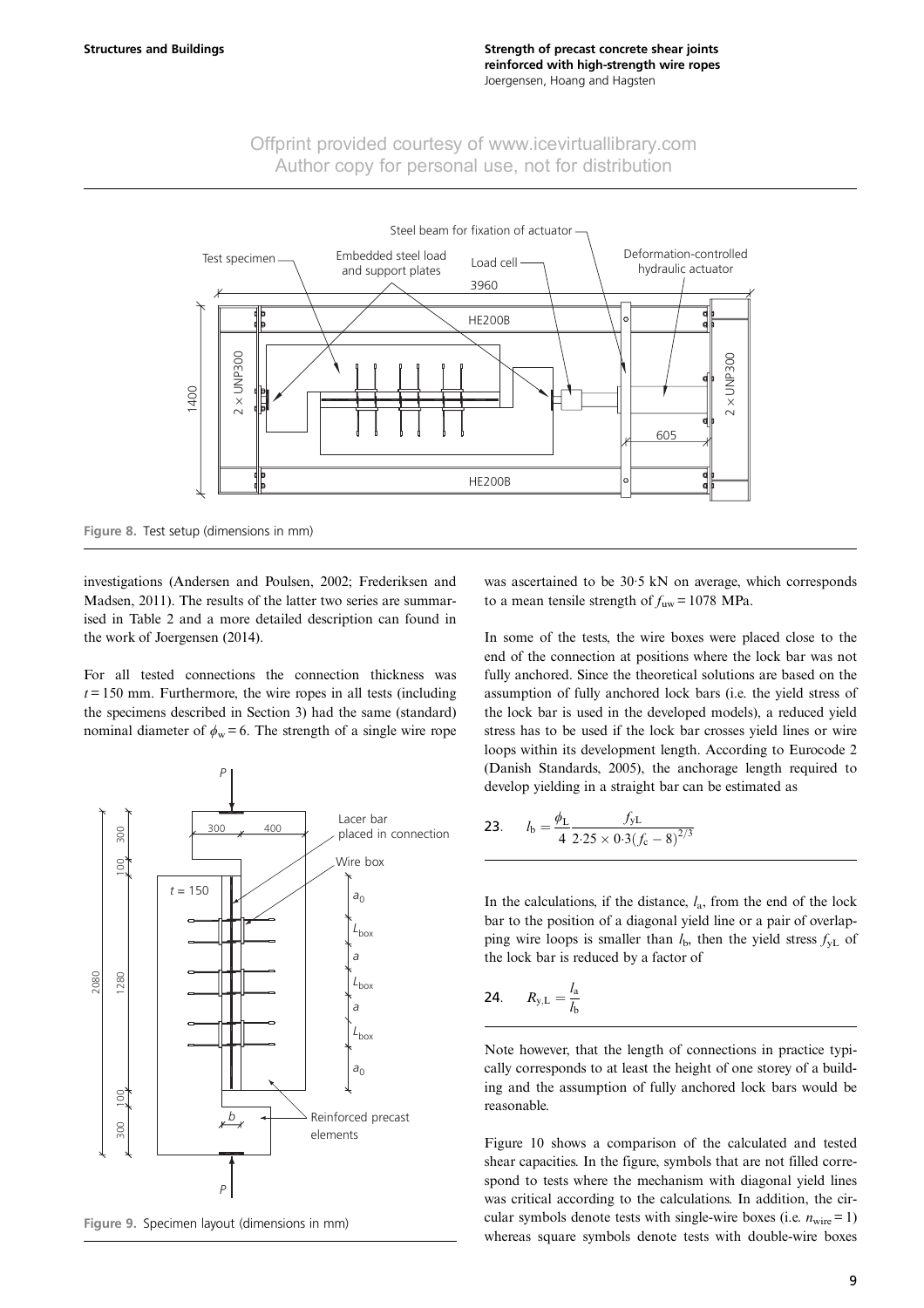Offprint provided courtesy of www.icevirtuallibrary.com
Author copy for personal use, not for distribution

Figure 8. Test setup (dimensions in mm)

investigations (Andersen and Poulsen, 2002; Frederiksen and Madsen, 2011). The results of the latter two series are summarised in Table 2 and a more detailed description can found in the work of Joergensen (2014).

For all tested connections the connection thickness was $t = 150$ mm. Furthermore, the wire ropes in all tests (including the specimens described in Section 3) had the same (standard) nominal diameter of $\phi_w = 6$. The strength of a single wire rope was ascertained to be 30·5 kN on average, which corresponds to a mean tensile strength of $f_{uw} = 1078$ MPa.

Figure 9. Specimen layout (dimensions in mm)

In some of the tests, the wire boxes were placed close to the end of the connection at positions where the lock bar was not fully anchored. Since the theoretical solutions are based on the assumption of fully anchored lock bars (i.e. the yield stress of the lock bar is used in the developed models), a reduced yield stress has to be used if the lock bar crosses yield lines or wire loops within its development length. According to Eurocode 2 (Danish Standards, 2005), the anchorage length required to develop yielding in a straight bar can be estimated as

$$\text{23.} \quad l_b = \frac{\phi_L}{4} \frac{f_{yL}}{2{\cdot}25 \times 0{\cdot}3(f_c - 8)^{2/3}}$$

In the calculations, if the distance, $l_a$, from the end of the lock bar to the position of a diagonal yield line or a pair of overlapping wire loops is smaller than $l_b$, then the yield stress $f_{yL}$ of the lock bar is reduced by a factor of

$$\text{24.} \quad R_{y,L} = \frac{l_a}{l_b}$$

Note however, that the length of connections in practice typically corresponds to at least the height of one storey of a building and the assumption of fully anchored lock bars would be reasonable.

Figure 10 shows a comparison of the calculated and tested shear capacities. In the figure, symbols that are not filled correspond to tests where the mechanism with diagonal yield lines was critical according to the calculations. In addition, the circular symbols denote tests with single-wire boxes (i.e. $n_{wire} = 1$) whereas square symbols denote tests with double-wire boxes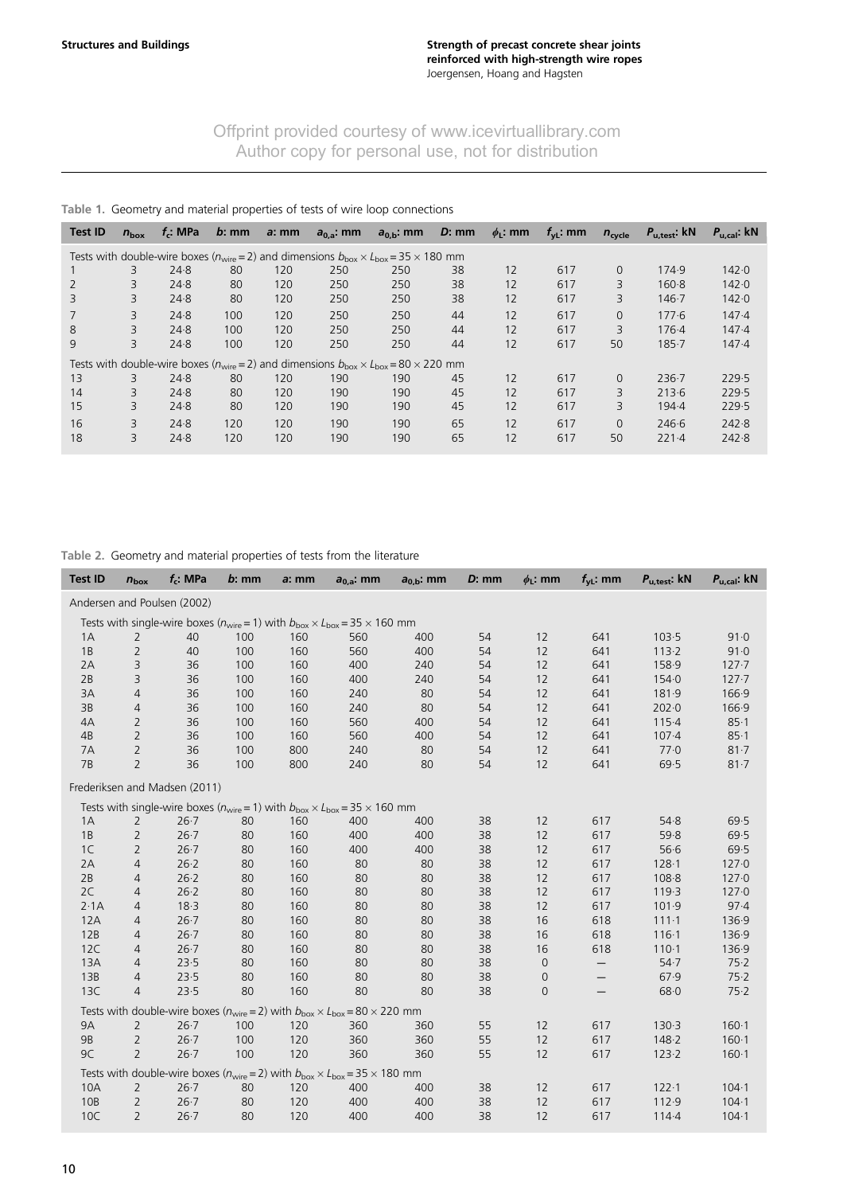Offprint provided courtesy of www.icevirtuallibrary.com
Author copy for personal use, not for distribution

**Table 1.** Geometry and material properties of tests of wire loop connections

| Test ID | $n_{box}$ | $f_c$: MPa | $b$: mm | $a$: mm | $a_{0,a}$: mm | $a_{0,b}$: mm | $D$: mm | $\phi_L$: mm | $f_{yL}$: mm | $n_{cycle}$ | $P_{u,test}$: kN | $P_{u,cal}$: kN |
|---|---|---|---|---|---|---|---|---|---|---|---|---|
| Tests with double-wire boxes ($n_{wire}$ = 2) and dimensions $b_{box} \times L_{box}$ = 35 × 180 mm | | | | | | | | | | | | |
| 1 | 3 | 24·8 | 80 | 120 | 250 | 250 | 38 | 12 | 617 | 0 | 174·9 | 142·0 |
| 2 | 3 | 24·8 | 80 | 120 | 250 | 250 | 38 | 12 | 617 | 3 | 160·8 | 142·0 |
| 3 | 3 | 24·8 | 80 | 120 | 250 | 250 | 38 | 12 | 617 | 3 | 146·7 | 142·0 |
| 7 | 3 | 24·8 | 100 | 120 | 250 | 250 | 44 | 12 | 617 | 0 | 177·6 | 147·4 |
| 8 | 3 | 24·8 | 100 | 120 | 250 | 250 | 44 | 12 | 617 | 3 | 176·4 | 147·4 |
| 9 | 3 | 24·8 | 100 | 120 | 250 | 250 | 44 | 12 | 617 | 50 | 185·7 | 147·4 |
| Tests with double-wire boxes ($n_{wire}$ = 2) and dimensions $b_{box} \times L_{box}$ = 80 × 220 mm | | | | | | | | | | | | |
| 13 | 3 | 24·8 | 80 | 120 | 190 | 190 | 45 | 12 | 617 | 0 | 236·7 | 229·5 |
| 14 | 3 | 24·8 | 80 | 120 | 190 | 190 | 45 | 12 | 617 | 3 | 213·6 | 229·5 |
| 15 | 3 | 24·8 | 80 | 120 | 190 | 190 | 45 | 12 | 617 | 3 | 194·4 | 229·5 |
| 16 | 3 | 24·8 | 120 | 120 | 190 | 190 | 65 | 12 | 617 | 0 | 246·6 | 242·8 |
| 18 | 3 | 24·8 | 120 | 120 | 190 | 190 | 65 | 12 | 617 | 50 | 221·4 | 242·8 |

**Table 2.** Geometry and material properties of tests from the literature

| Test ID | $n_{box}$ | $f_c$: MPa | $b$: mm | $a$: mm | $a_{0,a}$: mm | $a_{0,b}$: mm | $D$: mm | $\phi_L$: mm | $f_{yL}$: mm | $P_{u,test}$: kN | $P_{u,cal}$: kN |
|---|---|---|---|---|---|---|---|---|---|---|---|
| Andersen and Poulsen (2002) | | | | | | | | | | | |
| Tests with single-wire boxes ($n_{wire}$ = 1) with $b_{box} \times L_{box}$ = 35 × 160 mm | | | | | | | | | | | |
| 1A | 2 | 40 | 100 | 160 | 560 | 400 | 54 | 12 | 641 | 103·5 | 91·0 |
| 1B | 2 | 40 | 100 | 160 | 560 | 400 | 54 | 12 | 641 | 113·2 | 91·0 |
| 2A | 3 | 36 | 100 | 160 | 400 | 240 | 54 | 12 | 641 | 158·9 | 127·7 |
| 2B | 3 | 36 | 100 | 160 | 400 | 240 | 54 | 12 | 641 | 154·0 | 127·7 |
| 3A | 4 | 36 | 100 | 160 | 240 | 80 | 54 | 12 | 641 | 181·9 | 166·9 |
| 3B | 4 | 36 | 100 | 160 | 240 | 80 | 54 | 12 | 641 | 202·0 | 166·9 |
| 4A | 2 | 36 | 100 | 160 | 560 | 400 | 54 | 12 | 641 | 115·4 | 85·1 |
| 4B | 2 | 36 | 100 | 160 | 560 | 400 | 54 | 12 | 641 | 107·4 | 85·1 |
| 7A | 2 | 36 | 100 | 800 | 240 | 80 | 54 | 12 | 641 | 77·0 | 81·7 |
| 7B | 2 | 36 | 100 | 800 | 240 | 80 | 54 | 12 | 641 | 69·5 | 81·7 |
| Frederiksen and Madsen (2011) | | | | | | | | | | | |
| Tests with single-wire boxes ($n_{wire}$ = 1) with $b_{box} \times L_{box}$ = 35 × 160 mm | | | | | | | | | | | |
| 1A | 2 | 26·7 | 80 | 160 | 400 | 400 | 38 | 12 | 617 | 54·8 | 69·5 |
| 1B | 2 | 26·7 | 80 | 160 | 400 | 400 | 38 | 12 | 617 | 59·8 | 69·5 |
| 1C | 2 | 26·7 | 80 | 160 | 400 | 400 | 38 | 12 | 617 | 56·6 | 69·5 |
| 2A | 4 | 26·2 | 80 | 160 | 80 | 80 | 38 | 12 | 617 | 128·1 | 127·0 |
| 2B | 4 | 26·2 | 80 | 160 | 80 | 80 | 38 | 12 | 617 | 108·8 | 127·0 |
| 2C | 4 | 26·2 | 80 | 160 | 80 | 80 | 38 | 12 | 617 | 119·3 | 127·0 |
| 2·1A | 4 | 18·3 | 80 | 160 | 80 | 80 | 38 | 12 | 617 | 101·9 | 97·4 |
| 12A | 4 | 26·7 | 80 | 160 | 80 | 80 | 38 | 16 | 618 | 111·1 | 136·9 |
| 12B | 4 | 26·7 | 80 | 160 | 80 | 80 | 38 | 16 | 618 | 116·1 | 136·9 |
| 12C | 4 | 26·7 | 80 | 160 | 80 | 80 | 38 | 16 | 618 | 110·1 | 136·9 |
| 13A | 4 | 23·5 | 80 | 160 | 80 | 80 | 38 | 0 | — | 54·7 | 75·2 |
| 13B | 4 | 23·5 | 80 | 160 | 80 | 80 | 38 | 0 | — | 67·9 | 75·2 |
| 13C | 4 | 23·5 | 80 | 160 | 80 | 80 | 38 | 0 | — | 68·0 | 75·2 |
| Tests with double-wire boxes ($n_{wire}$ = 2) with $b_{box} \times L_{box}$ = 80 × 220 mm | | | | | | | | | | | |
| 9A | 2 | 26·7 | 100 | 120 | 360 | 360 | 55 | 12 | 617 | 130·3 | 160·1 |
| 9B | 2 | 26·7 | 100 | 120 | 360 | 360 | 55 | 12 | 617 | 148·2 | 160·1 |
| 9C | 2 | 26·7 | 100 | 120 | 360 | 360 | 55 | 12 | 617 | 123·2 | 160·1 |
| Tests with double-wire boxes ($n_{wire}$ = 2) with $b_{box} \times L_{box}$ = 35 × 180 mm | | | | | | | | | | | |
| 10A | 2 | 26·7 | 80 | 120 | 400 | 400 | 38 | 12 | 617 | 122·1 | 104·1 |
| 10B | 2 | 26·7 | 80 | 120 | 400 | 400 | 38 | 12 | 617 | 112·9 | 104·1 |
| 10C | 2 | 26·7 | 80 | 120 | 400 | 400 | 38 | 12 | 617 | 114·4 | 104·1 |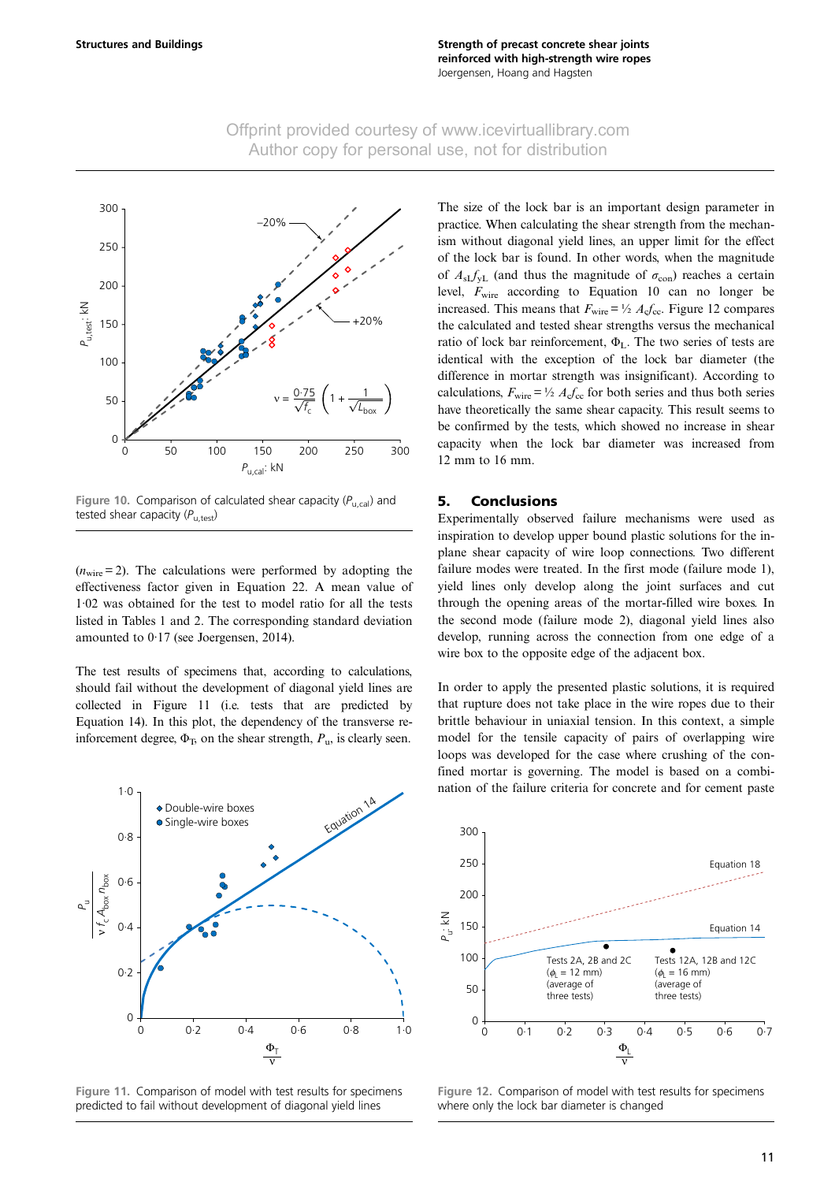Figure 10. Comparison of calculated shear capacity ($P_{u,cal}$) and tested shear capacity ($P_{u,test}$)

($n_{wire} = 2$). The calculations were performed by adopting the effectiveness factor given in Equation 22. A mean value of 1·02 was obtained for the test to model ratio for all the tests listed in Tables 1 and 2. The corresponding standard deviation amounted to 0·17 (see Joergensen, 2014).

The test results of specimens that, according to calculations, should fail without the development of diagonal yield lines are collected in Figure 11 (i.e. tests that are predicted by Equation 14). In this plot, the dependency of the transverse reinforcement degree, $\Phi_T$, on the shear strength, $P_u$, is clearly seen.

Figure 11. Comparison of model with test results for specimens predicted to fail without development of diagonal yield lines

The size of the lock bar is an important design parameter in practice. When calculating the shear strength from the mechanism without diagonal yield lines, an upper limit for the effect of the lock bar is found. In other words, when the magnitude of $A_{sL}f_{yL}$ (and thus the magnitude of $\sigma_{con}$) reaches a certain level, $F_{wire}$ according to Equation 10 can no longer be increased. This means that $F_{wire} = ½ \ A_c f_{cc}$. Figure 12 compares the calculated and tested shear strengths versus the mechanical ratio of lock bar reinforcement, $\Phi_L$. The two series of tests are identical with the exception of the lock bar diameter (the difference in mortar strength was insignificant). According to calculations, $F_{wire} = ½ \ A_c f_{cc}$ for both series and thus both series have theoretically the same shear capacity. This result seems to be confirmed by the tests, which showed no increase in shear capacity when the lock bar diameter was increased from 12 mm to 16 mm.

## 5. Conclusions

Experimentally observed failure mechanisms were used as inspiration to develop upper bound plastic solutions for the in-plane shear capacity of wire loop connections. Two different failure modes were treated. In the first mode (failure mode 1), yield lines only develop along the joint surfaces and cut through the opening areas of the mortar-filled wire boxes. In the second mode (failure mode 2), diagonal yield lines also develop, running across the connection from one edge of a wire box to the opposite edge of the adjacent box.

In order to apply the presented plastic solutions, it is required that rupture does not take place in the wire ropes due to their brittle behaviour in uniaxial tension. In this context, a simple model for the tensile capacity of pairs of overlapping wire loops was developed for the case where crushing of the confined mortar is governing. The model is based on a combination of the failure criteria for concrete and for cement paste

Figure 12. Comparison of model with test results for specimens where only the lock bar diameter is changed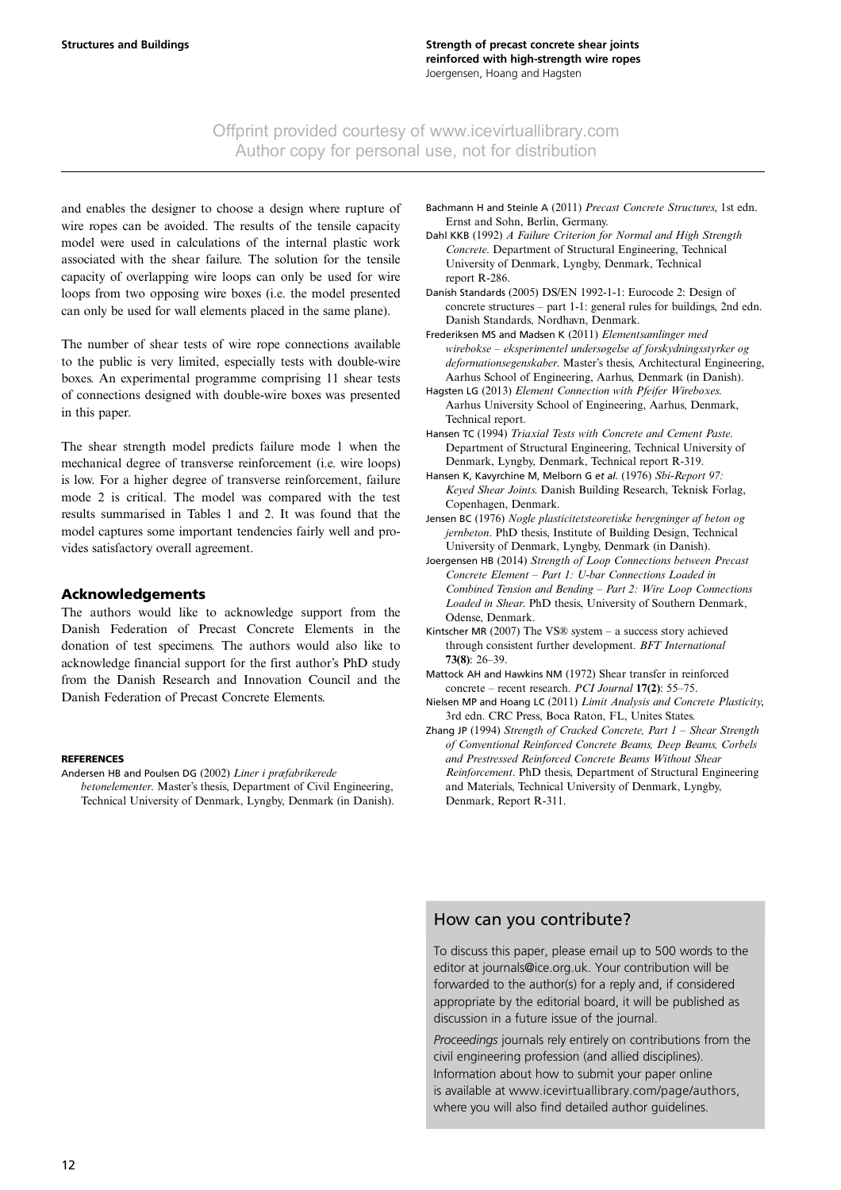and enables the designer to choose a design where rupture of wire ropes can be avoided. The results of the tensile capacity model were used in calculations of the internal plastic work associated with the shear failure. The solution for the tensile capacity of overlapping wire loops can only be used for wire loops from two opposing wire boxes (i.e. the model presented can only be used for wall elements placed in the same plane).

The number of shear tests of wire rope connections available to the public is very limited, especially tests with double-wire boxes. An experimental programme comprising 11 shear tests of connections designed with double-wire boxes was presented in this paper.

The shear strength model predicts failure mode 1 when the mechanical degree of transverse reinforcement (i.e. wire loops) is low. For a higher degree of transverse reinforcement, failure mode 2 is critical. The model was compared with the test results summarised in Tables 1 and 2. It was found that the model captures some important tendencies fairly well and provides satisfactory overall agreement.

## Acknowledgements

The authors would like to acknowledge support from the Danish Federation of Precast Concrete Elements in the donation of test specimens. The authors would also like to acknowledge financial support for the first author's PhD study from the Danish Research and Innovation Council and the Danish Federation of Precast Concrete Elements.

### REFERENCES

Andersen HB and Poulsen DG (2002) *Liner i præfabrikerede betonelementer*. Master's thesis, Department of Civil Engineering, Technical University of Denmark, Lyngby, Denmark (in Danish).

Bachmann H and Steinle A (2011) *Precast Concrete Structures*, 1st edn. Ernst and Sohn, Berlin, Germany.

Dahl KKB (1992) *A Failure Criterion for Normal and High Strength Concrete*. Department of Structural Engineering, Technical University of Denmark, Lyngby, Denmark, Technical report R-286.

Danish Standards (2005) DS/EN 1992-1-1: Eurocode 2: Design of concrete structures – part 1-1: general rules for buildings, 2nd edn. Danish Standards, Nordhavn, Denmark.

Frederiksen MS and Madsen K (2011) *Elementsamlinger med wirebokse – eksperimentel undersøgelse af forskydningsstyrker og deformationsegenskaber*. Master's thesis, Architectural Engineering, Aarhus School of Engineering, Aarhus, Denmark (in Danish).

Hagsten LG (2013) *Element Connection with Pfeifer Wireboxes*. Aarhus University School of Engineering, Aarhus, Denmark, Technical report.

Hansen TC (1994) *Triaxial Tests with Concrete and Cement Paste*. Department of Structural Engineering, Technical University of Denmark, Lyngby, Denmark, Technical report R-319.

Hansen K, Kavyrchine M, Melborn G *et al.* (1976) *Sbi-Report 97: Keyed Shear Joints*. Danish Building Research, Teknisk Forlag, Copenhagen, Denmark.

Jensen BC (1976) *Nogle plasticitetsteoretiske beregninger af beton og jernbeton*. PhD thesis, Institute of Building Design, Technical University of Denmark, Lyngby, Denmark (in Danish).

Joergensen HB (2014) *Strength of Loop Connections between Precast Concrete Element – Part 1: U-bar Connections Loaded in Combined Tension and Bending – Part 2: Wire Loop Connections Loaded in Shear*. PhD thesis, University of Southern Denmark, Odense, Denmark.

Kintscher MR (2007) The VS® system – a success story achieved through consistent further development. *BFT International* **73(8)**: 26–39.

Mattock AH and Hawkins NM (1972) Shear transfer in reinforced concrete – recent research. *PCI Journal* **17(2)**: 55–75.

Nielsen MP and Hoang LC (2011) *Limit Analysis and Concrete Plasticity*, 3rd edn. CRC Press, Boca Raton, FL, Unites States.

Zhang JP (1994) *Strength of Cracked Concrete, Part 1 – Shear Strength of Conventional Reinforced Concrete Beams, Deep Beams, Corbels and Prestressed Reinforced Concrete Beams Without Shear Reinforcement*. PhD thesis, Department of Structural Engineering and Materials, Technical University of Denmark, Lyngby, Denmark, Report R-311.

## How can you contribute?

To discuss this paper, please email up to 500 words to the editor at journals@ice.org.uk. Your contribution will be forwarded to the author(s) for a reply and, if considered appropriate by the editorial board, it will be published as discussion in a future issue of the journal.

*Proceedings* journals rely entirely on contributions from the civil engineering profession (and allied disciplines). Information about how to submit your paper online is available at www.icevirtuallibrary.com/page/authors, where you will also find detailed author guidelines.